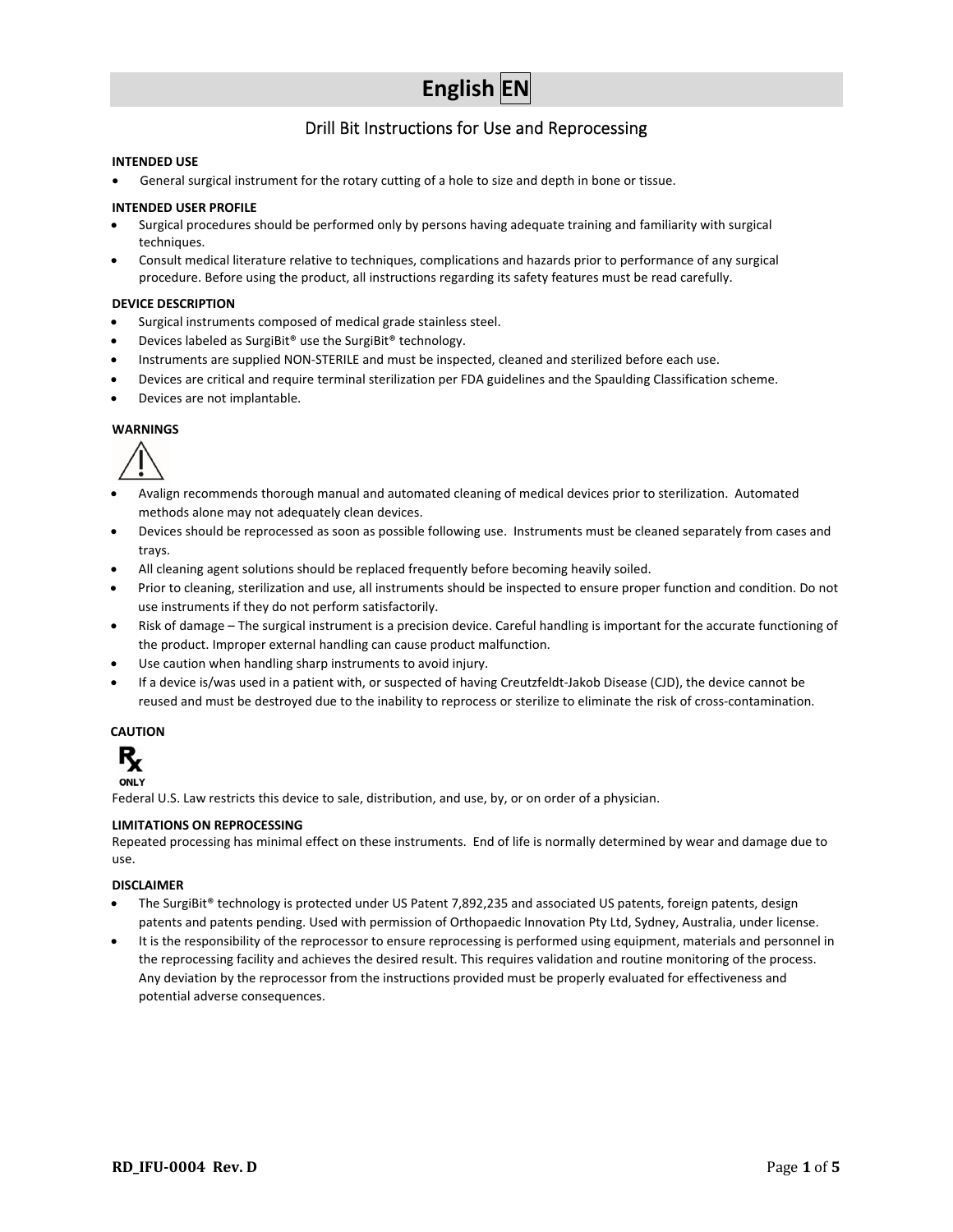# English EN

## Drill Bit Instructions for Use and Reprocessing

**INTENDED USE**

- General surgical instrument for the rotary cutting of a hole to size and depth in bone or tissue.

**INTENDED USER PROFILE**

- Surgical procedures should be performed only by persons having adequate training and familiarity with surgical techniques.
- Consult medical literature relative to techniques, complications and hazards prior to performance of any surgical procedure. Before using the product, all instructions regarding its safety features must be read carefully.

**DEVICE DESCRIPTION**

- Surgical instruments composed of medical grade stainless steel.
- Devices labeled as SurgiBit® use the SurgiBit® technology.
- Instruments are supplied NON-STERILE and must be inspected, cleaned and sterilized before each use.
- Devices are critical and require terminal sterilization per FDA guidelines and the Spaulding Classification scheme.
- Devices are not implantable.

**WARNINGS**

- Avalign recommends thorough manual and automated cleaning of medical devices prior to sterilization. Automated methods alone may not adequately clean devices.
- Devices should be reprocessed as soon as possible following use. Instruments must be cleaned separately from cases and trays.
- All cleaning agent solutions should be replaced frequently before becoming heavily soiled.
- Prior to cleaning, sterilization and use, all instruments should be inspected to ensure proper function and condition. Do not use instruments if they do not perform satisfactorily.
- Risk of damage – The surgical instrument is a precision device. Careful handling is important for the accurate functioning of the product. Improper external handling can cause product malfunction.
- Use caution when handling sharp instruments to avoid injury.
- If a device is/was used in a patient with, or suspected of having Creutzfeldt-Jakob Disease (CJD), the device cannot be reused and must be destroyed due to the inability to reprocess or sterilize to eliminate the risk of cross-contamination.

**CAUTION**

Rx ONLY

Federal U.S. Law restricts this device to sale, distribution, and use, by, or on order of a physician.

**LIMITATIONS ON REPROCESSING**

Repeated processing has minimal effect on these instruments. End of life is normally determined by wear and damage due to use.

**DISCLAIMER**

- The SurgiBit® technology is protected under US Patent 7,892,235 and associated US patents, foreign patents, design patents and patents pending. Used with permission of Orthopaedic Innovation Pty Ltd, Sydney, Australia, under license.
- It is the responsibility of the reprocessor to ensure reprocessing is performed using equipment, materials and personnel in the reprocessing facility and achieves the desired result. This requires validation and routine monitoring of the process. Any deviation by the reprocessor from the instructions provided must be properly evaluated for effectiveness and potential adverse consequences.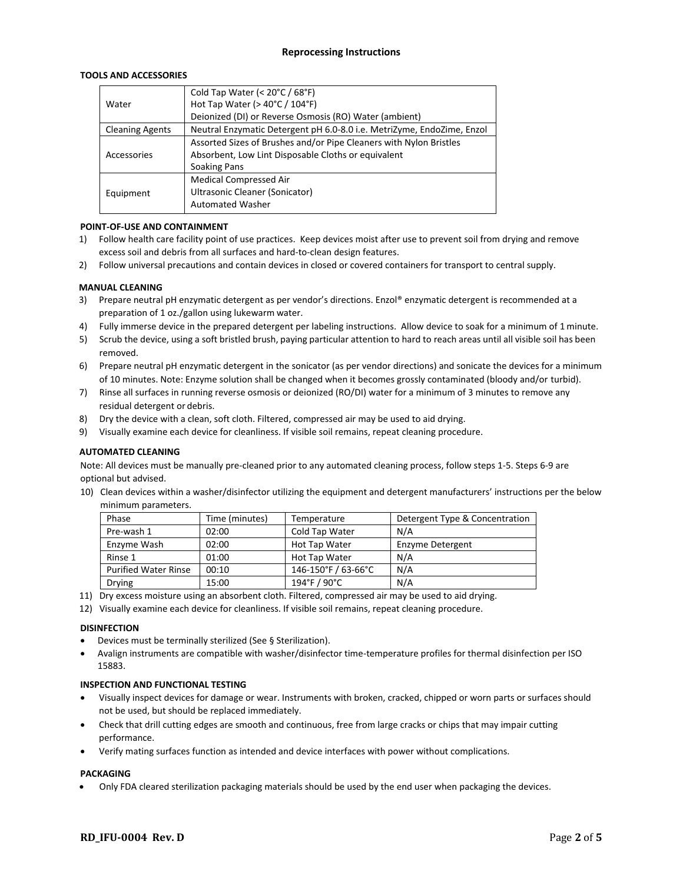## Reprocessing Instructions

### TOOLS AND ACCESSORIES

| | |
|---|---|
| Water | Cold Tap Water (< 20°C / 68°F)<br>Hot Tap Water (> 40°C / 104°F)<br>Deionized (DI) or Reverse Osmosis (RO) Water (ambient) |
| Cleaning Agents | Neutral Enzymatic Detergent pH 6.0-8.0 i.e. MetriZyme, EndoZime, Enzol |
| Accessories | Assorted Sizes of Brushes and/or Pipe Cleaners with Nylon Bristles<br>Absorbent, Low Lint Disposable Cloths or equivalent<br>Soaking Pans |
| Equipment | Medical Compressed Air<br>Ultrasonic Cleaner (Sonicator)<br>Automated Washer |

### POINT-OF-USE AND CONTAINMENT

1) Follow health care facility point of use practices. Keep devices moist after use to prevent soil from drying and remove excess soil and debris from all surfaces and hard-to-clean design features.
2) Follow universal precautions and contain devices in closed or covered containers for transport to central supply.

### MANUAL CLEANING

3) Prepare neutral pH enzymatic detergent as per vendor's directions. Enzol® enzymatic detergent is recommended at a preparation of 1 oz./gallon using lukewarm water.
4) Fully immerse device in the prepared detergent per labeling instructions. Allow device to soak for a minimum of 1 minute.
5) Scrub the device, using a soft bristled brush, paying particular attention to hard to reach areas until all visible soil has been removed.
6) Prepare neutral pH enzymatic detergent in the sonicator (as per vendor directions) and sonicate the devices for a minimum of 10 minutes. Note: Enzyme solution shall be changed when it becomes grossly contaminated (bloody and/or turbid).
7) Rinse all surfaces in running reverse osmosis or deionized (RO/DI) water for a minimum of 3 minutes to remove any residual detergent or debris.
8) Dry the device with a clean, soft cloth. Filtered, compressed air may be used to aid drying.
9) Visually examine each device for cleanliness. If visible soil remains, repeat cleaning procedure.

### AUTOMATED CLEANING

Note: All devices must be manually pre-cleaned prior to any automated cleaning process, follow steps 1-5. Steps 6-9 are optional but advised.

10) Clean devices within a washer/disinfector utilizing the equipment and detergent manufacturers' instructions per the below minimum parameters.

| Phase | Time (minutes) | Temperature | Detergent Type & Concentration |
|---|---|---|---|
| Pre-wash 1 | 02:00 | Cold Tap Water | N/A |
| Enzyme Wash | 02:00 | Hot Tap Water | Enzyme Detergent |
| Rinse 1 | 01:00 | Hot Tap Water | N/A |
| Purified Water Rinse | 00:10 | 146-150°F / 63-66°C | N/A |
| Drying | 15:00 | 194°F / 90°C | N/A |

11) Dry excess moisture using an absorbent cloth. Filtered, compressed air may be used to aid drying.
12) Visually examine each device for cleanliness. If visible soil remains, repeat cleaning procedure.

### DISINFECTION

- Devices must be terminally sterilized (See § Sterilization).
- Avalign instruments are compatible with washer/disinfector time-temperature profiles for thermal disinfection per ISO 15883.

### INSPECTION AND FUNCTIONAL TESTING

- Visually inspect devices for damage or wear. Instruments with broken, cracked, chipped or worn parts or surfaces should not be used, but should be replaced immediately.
- Check that drill cutting edges are smooth and continuous, free from large cracks or chips that may impair cutting performance.
- Verify mating surfaces function as intended and device interfaces with power without complications.

### PACKAGING

- Only FDA cleared sterilization packaging materials should be used by the end user when packaging the devices.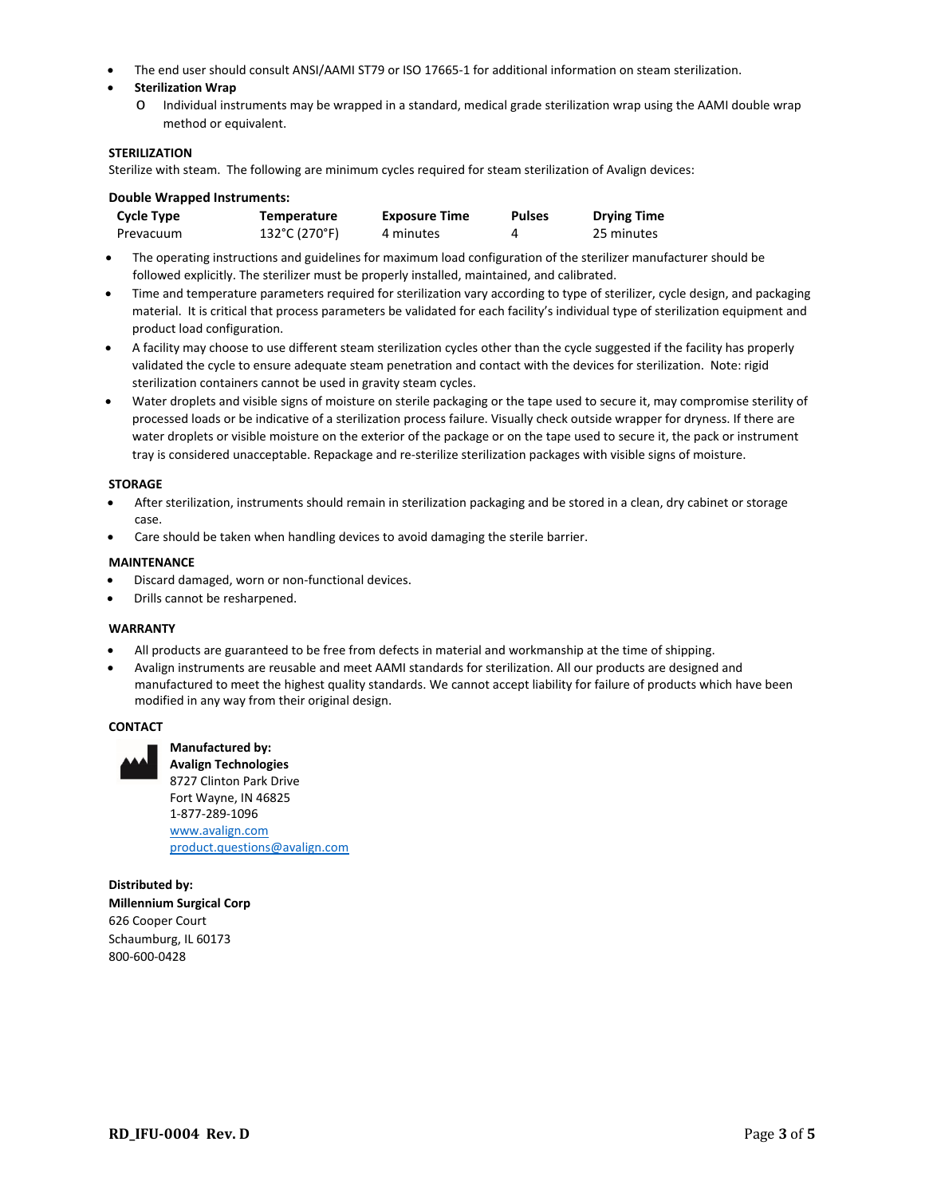- The end user should consult ANSI/AAMI ST79 or ISO 17665-1 for additional information on steam sterilization.
- **Sterilization Wrap**
  - Individual instruments may be wrapped in a standard, medical grade sterilization wrap using the AAMI double wrap method or equivalent.

**STERILIZATION**

Sterilize with steam. The following are minimum cycles required for steam sterilization of Avalign devices:

**Double Wrapped Instruments:**

| Cycle Type | Temperature | Exposure Time | Pulses | Drying Time |
|---|---|---|---|---|
| Prevacuum | 132°C (270°F) | 4 minutes | 4 | 25 minutes |

- The operating instructions and guidelines for maximum load configuration of the sterilizer manufacturer should be followed explicitly. The sterilizer must be properly installed, maintained, and calibrated.
- Time and temperature parameters required for sterilization vary according to type of sterilizer, cycle design, and packaging material. It is critical that process parameters be validated for each facility's individual type of sterilization equipment and product load configuration.
- A facility may choose to use different steam sterilization cycles other than the cycle suggested if the facility has properly validated the cycle to ensure adequate steam penetration and contact with the devices for sterilization. Note: rigid sterilization containers cannot be used in gravity steam cycles.
- Water droplets and visible signs of moisture on sterile packaging or the tape used to secure it, may compromise sterility of processed loads or be indicative of a sterilization process failure. Visually check outside wrapper for dryness. If there are water droplets or visible moisture on the exterior of the package or on the tape used to secure it, the pack or instrument tray is considered unacceptable. Repackage and re-sterilize sterilization packages with visible signs of moisture.

**STORAGE**

- After sterilization, instruments should remain in sterilization packaging and be stored in a clean, dry cabinet or storage case.
- Care should be taken when handling devices to avoid damaging the sterile barrier.

**MAINTENANCE**

- Discard damaged, worn or non-functional devices.
- Drills cannot be resharpened.

**WARRANTY**

- All products are guaranteed to be free from defects in material and workmanship at the time of shipping.
- Avalign instruments are reusable and meet AAMI standards for sterilization. All our products are designed and manufactured to meet the highest quality standards. We cannot accept liability for failure of products which have been modified in any way from their original design.

**CONTACT**

**Manufactured by:**
**Avalign Technologies**
8727 Clinton Park Drive
Fort Wayne, IN 46825
1-877-289-1096
www.avalign.com
product.questions@avalign.com

**Distributed by:**
**Millennium Surgical Corp**
626 Cooper Court
Schaumburg, IL 60173
800-600-0428

RD_IFU-0004 Rev. D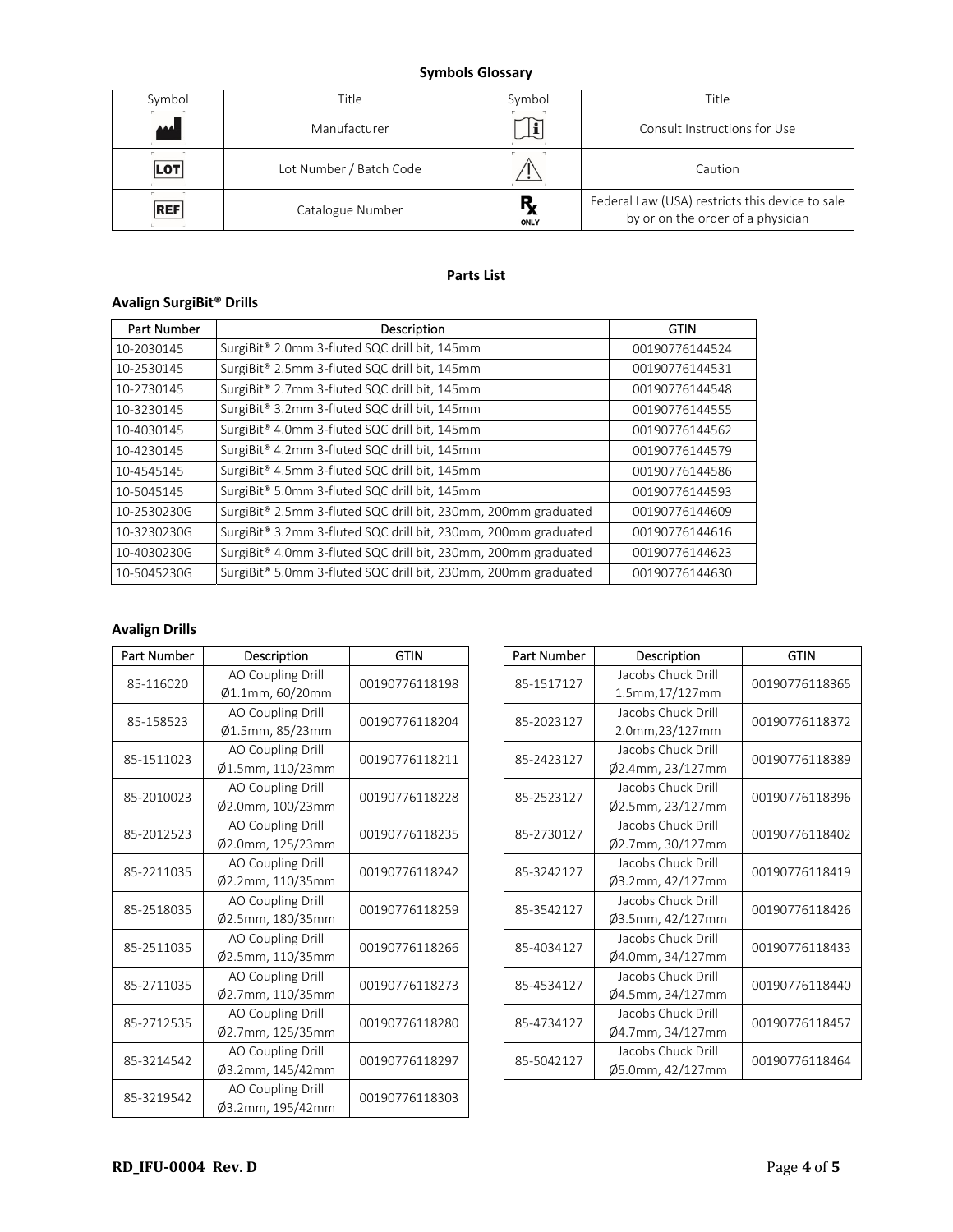## Symbols Glossary

| Symbol | Title | Symbol | Title |
|---|---|---|---|
| | Manufacturer | | Consult Instructions for Use |
| LOT | Lot Number / Batch Code | | Caution |
| REF | Catalogue Number | Rx ONLY | Federal Law (USA) restricts this device to sale by or on the order of a physician |

## Parts List

### Avalign SurgiBit® Drills

| Part Number | Description | GTIN |
|---|---|---|
| 10-2030145 | SurgiBit® 2.0mm 3-fluted SQC drill bit, 145mm | 00190776144524 |
| 10-2530145 | SurgiBit® 2.5mm 3-fluted SQC drill bit, 145mm | 00190776144531 |
| 10-2730145 | SurgiBit® 2.7mm 3-fluted SQC drill bit, 145mm | 00190776144548 |
| 10-3230145 | SurgiBit® 3.2mm 3-fluted SQC drill bit, 145mm | 00190776144555 |
| 10-4030145 | SurgiBit® 4.0mm 3-fluted SQC drill bit, 145mm | 00190776144562 |
| 10-4230145 | SurgiBit® 4.2mm 3-fluted SQC drill bit, 145mm | 00190776144579 |
| 10-4545145 | SurgiBit® 4.5mm 3-fluted SQC drill bit, 145mm | 00190776144586 |
| 10-5045145 | SurgiBit® 5.0mm 3-fluted SQC drill bit, 145mm | 00190776144593 |
| 10-2530230G | SurgiBit® 2.5mm 3-fluted SQC drill bit, 230mm, 200mm graduated | 00190776144609 |
| 10-3230230G | SurgiBit® 3.2mm 3-fluted SQC drill bit, 230mm, 200mm graduated | 00190776144616 |
| 10-4030230G | SurgiBit® 4.0mm 3-fluted SQC drill bit, 230mm, 200mm graduated | 00190776144623 |
| 10-5045230G | SurgiBit® 5.0mm 3-fluted SQC drill bit, 230mm, 200mm graduated | 00190776144630 |

### Avalign Drills

| Part Number | Description | GTIN |
|---|---|---|
| 85-116020 | AO Coupling Drill Ø1.1mm, 60/20mm | 00190776118198 |
| 85-158523 | AO Coupling Drill Ø1.5mm, 85/23mm | 00190776118204 |
| 85-1511023 | AO Coupling Drill Ø1.5mm, 110/23mm | 00190776118211 |
| 85-2010023 | AO Coupling Drill Ø2.0mm, 100/23mm | 00190776118228 |
| 85-2012523 | AO Coupling Drill Ø2.0mm, 125/23mm | 00190776118235 |
| 85-2211035 | AO Coupling Drill Ø2.2mm, 110/35mm | 00190776118242 |
| 85-2518035 | AO Coupling Drill Ø2.5mm, 180/35mm | 00190776118259 |
| 85-2511035 | AO Coupling Drill Ø2.5mm, 110/35mm | 00190776118266 |
| 85-2711035 | AO Coupling Drill Ø2.7mm, 110/35mm | 00190776118273 |
| 85-2712535 | AO Coupling Drill Ø2.7mm, 125/35mm | 00190776118280 |
| 85-3214542 | AO Coupling Drill Ø3.2mm, 145/42mm | 00190776118297 |
| 85-3219542 | AO Coupling Drill Ø3.2mm, 195/42mm | 00190776118303 |

| Part Number | Description | GTIN |
|---|---|---|
| 85-1517127 | Jacobs Chuck Drill 1.5mm,17/127mm | 00190776118365 |
| 85-2023127 | Jacobs Chuck Drill 2.0mm,23/127mm | 00190776118372 |
| 85-2423127 | Jacobs Chuck Drill Ø2.4mm, 23/127mm | 00190776118389 |
| 85-2523127 | Jacobs Chuck Drill Ø2.5mm, 23/127mm | 00190776118396 |
| 85-2730127 | Jacobs Chuck Drill Ø2.7mm, 30/127mm | 00190776118402 |
| 85-3242127 | Jacobs Chuck Drill Ø3.2mm, 42/127mm | 00190776118419 |
| 85-3542127 | Jacobs Chuck Drill Ø3.5mm, 42/127mm | 00190776118426 |
| 85-4034127 | Jacobs Chuck Drill Ø4.0mm, 34/127mm | 00190776118433 |
| 85-4534127 | Jacobs Chuck Drill Ø4.5mm, 34/127mm | 00190776118440 |
| 85-4734127 | Jacobs Chuck Drill Ø4.7mm, 34/127mm | 00190776118457 |
| 85-5042127 | Jacobs Chuck Drill Ø5.0mm, 42/127mm | 00190776118464 |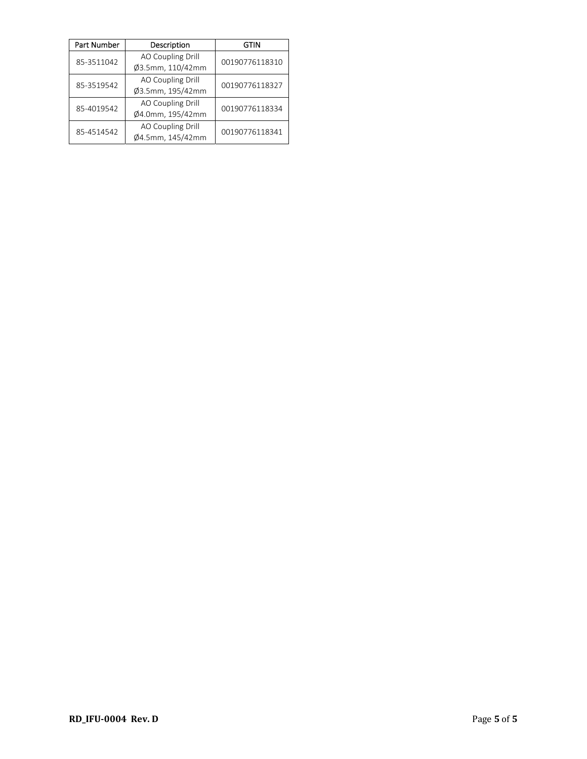| Part Number | Description | GTIN |
|---|---|---|
| 85-3511042 | AO Coupling Drill Ø3.5mm, 110/42mm | 00190776118310 |
| 85-3519542 | AO Coupling Drill Ø3.5mm, 195/42mm | 00190776118327 |
| 85-4019542 | AO Coupling Drill Ø4.0mm, 195/42mm | 00190776118334 |
| 85-4514542 | AO Coupling Drill Ø4.5mm, 145/42mm | 00190776118341 |